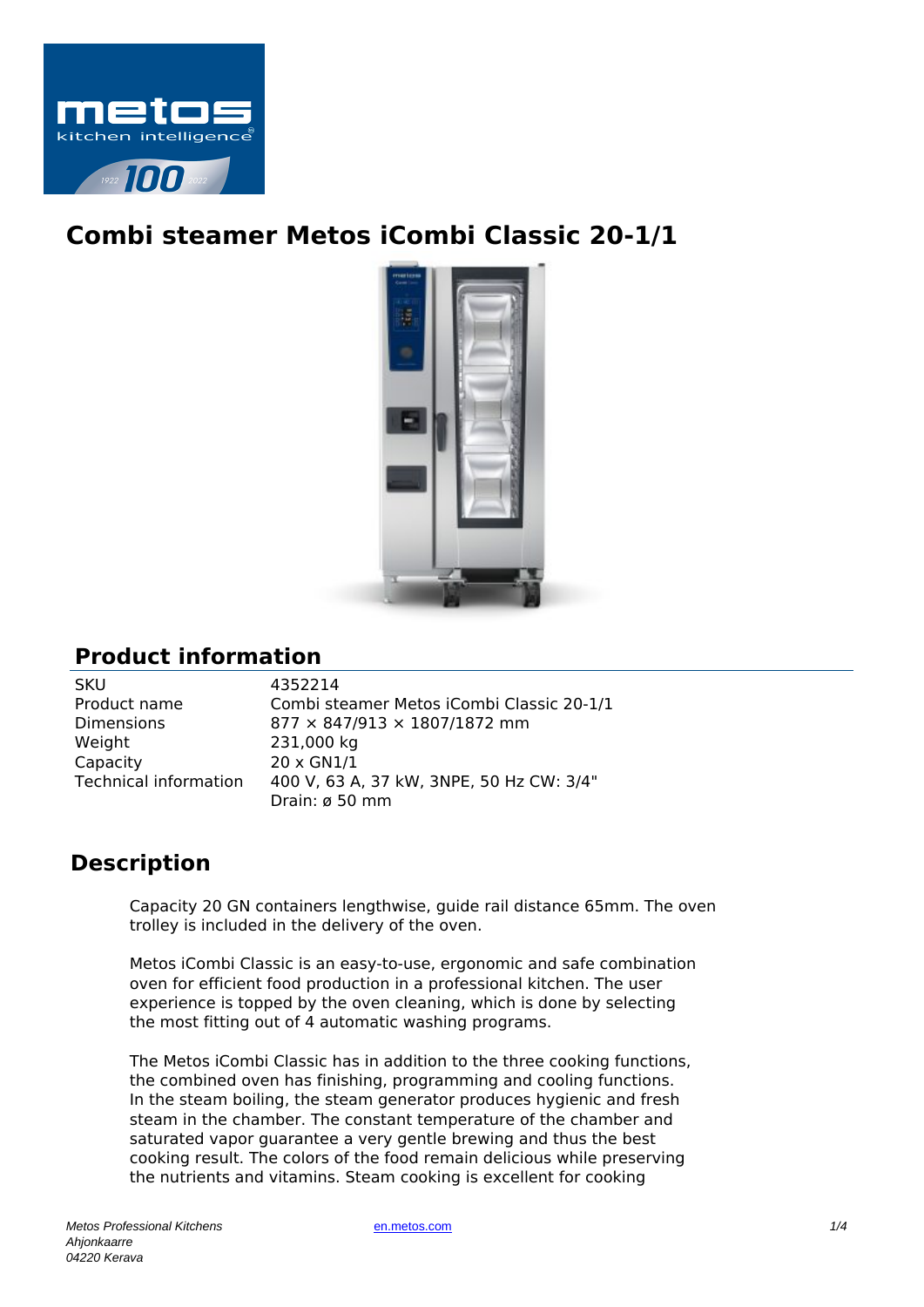# Combi steamer Metos iCombi Classic 20-1/1

## Product information

| | |
|---|---|
| SKU | 4352214 |
| Product name | Combi steamer Metos iCombi Classic 20-1/1 |
| Dimensions | 877 × 847/913 × 1807/1872 mm |
| Weight | 231,000 kg |
| Capacity | 20 x GN1/1 |
| Technical information | 400 V, 63 A, 37 kW, 3NPE, 50 Hz CW: 3/4"<br>Drain: ø 50 mm |

## Description

Capacity 20 GN containers lengthwise, guide rail distance 65mm. The oven trolley is included in the delivery of the oven.

Metos iCombi Classic is an easy-to-use, ergonomic and safe combination oven for efficient food production in a professional kitchen. The user experience is topped by the oven cleaning, which is done by selecting the most fitting out of 4 automatic washing programs.

The Metos iCombi Classic has in addition to the three cooking functions, the combined oven has finishing, programming and cooling functions. In the steam boiling, the steam generator produces hygienic and fresh steam in the chamber. The constant temperature of the chamber and saturated vapor guarantee a very gentle brewing and thus the best cooking result. The colors of the food remain delicious while preserving the nutrients and vitamins. Steam cooking is excellent for cooking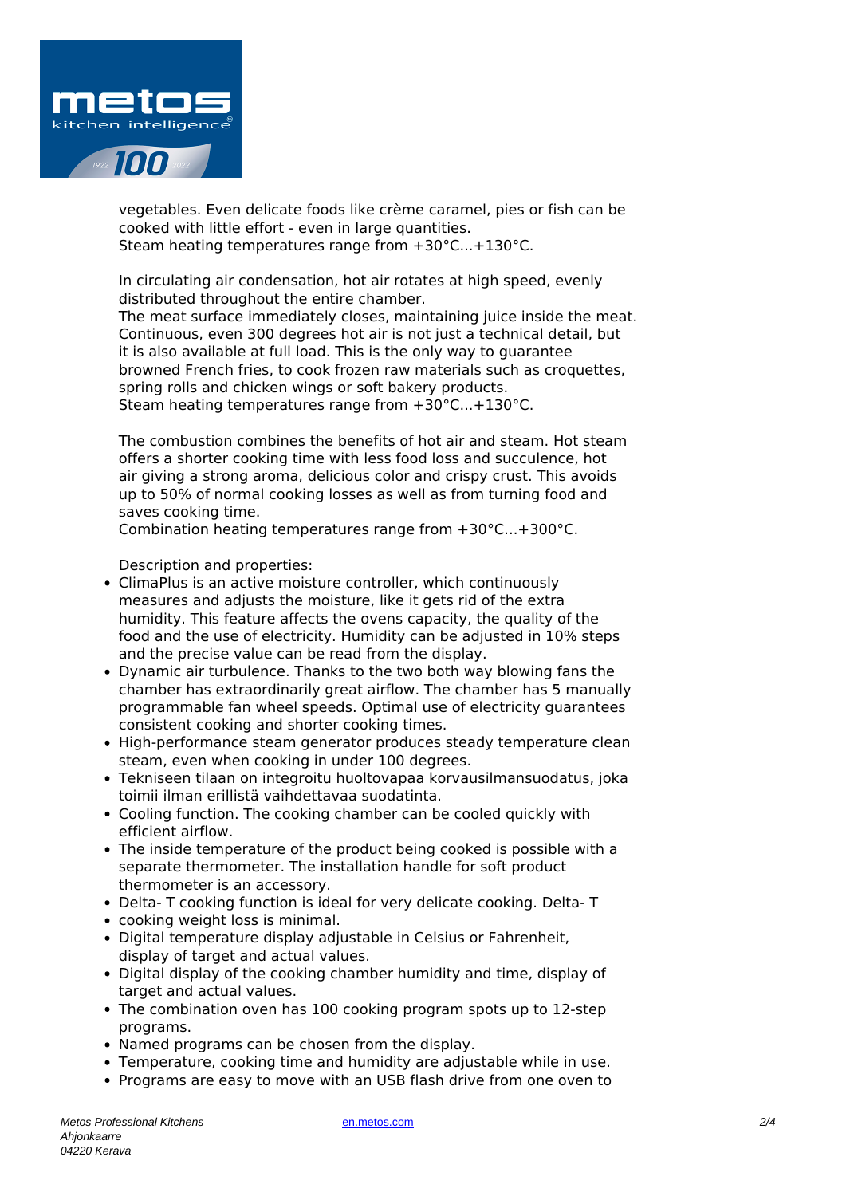vegetables. Even delicate foods like crème caramel, pies or fish can be cooked with little effort - even in large quantities.
Steam heating temperatures range from +30°C...+130°C.

In circulating air condensation, hot air rotates at high speed, evenly distributed throughout the entire chamber.
The meat surface immediately closes, maintaining juice inside the meat. Continuous, even 300 degrees hot air is not just a technical detail, but it is also available at full load. This is the only way to guarantee browned French fries, to cook frozen raw materials such as croquettes, spring rolls and chicken wings or soft bakery products.
Steam heating temperatures range from +30°C...+130°C.

The combustion combines the benefits of hot air and steam. Hot steam offers a shorter cooking time with less food loss and succulence, hot air giving a strong aroma, delicious color and crispy crust. This avoids up to 50% of normal cooking losses as well as from turning food and saves cooking time.
Combination heating temperatures range from +30°C...+300°C.

Description and properties:

- ClimaPlus is an active moisture controller, which continuously measures and adjusts the moisture, like it gets rid of the extra humidity. This feature affects the ovens capacity, the quality of the food and the use of electricity. Humidity can be adjusted in 10% steps and the precise value can be read from the display.
- Dynamic air turbulence. Thanks to the two both way blowing fans the chamber has extraordinarily great airflow. The chamber has 5 manually programmable fan wheel speeds. Optimal use of electricity guarantees consistent cooking and shorter cooking times.
- High-performance steam generator produces steady temperature clean steam, even when cooking in under 100 degrees.
- Tekniseen tilaan on integroitu huoltovapaa korvausilmansuodatus, joka toimii ilman erillistä vaihdettavaa suodatinta.
- Cooling function. The cooking chamber can be cooled quickly with efficient airflow.
- The inside temperature of the product being cooked is possible with a separate thermometer. The installation handle for soft product thermometer is an accessory.
- Delta- T cooking function is ideal for very delicate cooking. Delta- T
- cooking weight loss is minimal.
- Digital temperature display adjustable in Celsius or Fahrenheit, display of target and actual values.
- Digital display of the cooking chamber humidity and time, display of target and actual values.
- The combination oven has 100 cooking program spots up to 12-step programs.
- Named programs can be chosen from the display.
- Temperature, cooking time and humidity are adjustable while in use.
- Programs are easy to move with an USB flash drive from one oven to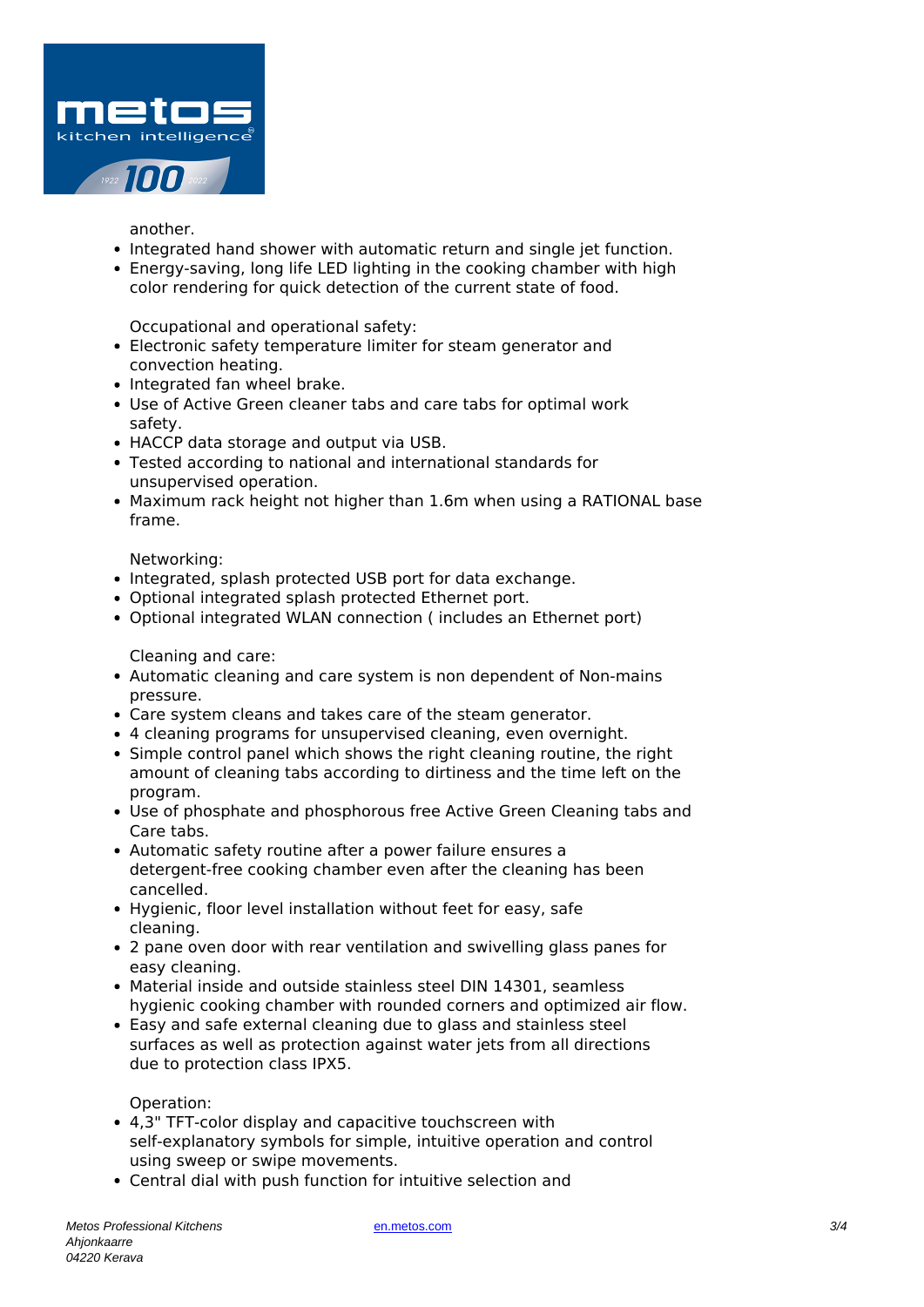another.

- Integrated hand shower with automatic return and single jet function.
- Energy-saving, long life LED lighting in the cooking chamber with high color rendering for quick detection of the current state of food.

Occupational and operational safety:

- Electronic safety temperature limiter for steam generator and convection heating.
- Integrated fan wheel brake.
- Use of Active Green cleaner tabs and care tabs for optimal work safety.
- HACCP data storage and output via USB.
- Tested according to national and international standards for unsupervised operation.
- Maximum rack height not higher than 1.6m when using a RATIONAL base frame.

Networking:

- Integrated, splash protected USB port for data exchange.
- Optional integrated splash protected Ethernet port.
- Optional integrated WLAN connection ( includes an Ethernet port)

Cleaning and care:

- Automatic cleaning and care system is non dependent of Non-mains pressure.
- Care system cleans and takes care of the steam generator.
- 4 cleaning programs for unsupervised cleaning, even overnight.
- Simple control panel which shows the right cleaning routine, the right amount of cleaning tabs according to dirtiness and the time left on the program.
- Use of phosphate and phosphorous free Active Green Cleaning tabs and Care tabs.
- Automatic safety routine after a power failure ensures a detergent-free cooking chamber even after the cleaning has been cancelled.
- Hygienic, floor level installation without feet for easy, safe cleaning.
- 2 pane oven door with rear ventilation and swivelling glass panes for easy cleaning.
- Material inside and outside stainless steel DIN 14301, seamless hygienic cooking chamber with rounded corners and optimized air flow.
- Easy and safe external cleaning due to glass and stainless steel surfaces as well as protection against water jets from all directions due to protection class IPX5.

Operation:

- 4,3" TFT-color display and capacitive touchscreen with self-explanatory symbols for simple, intuitive operation and control using sweep or swipe movements.
- Central dial with push function for intuitive selection and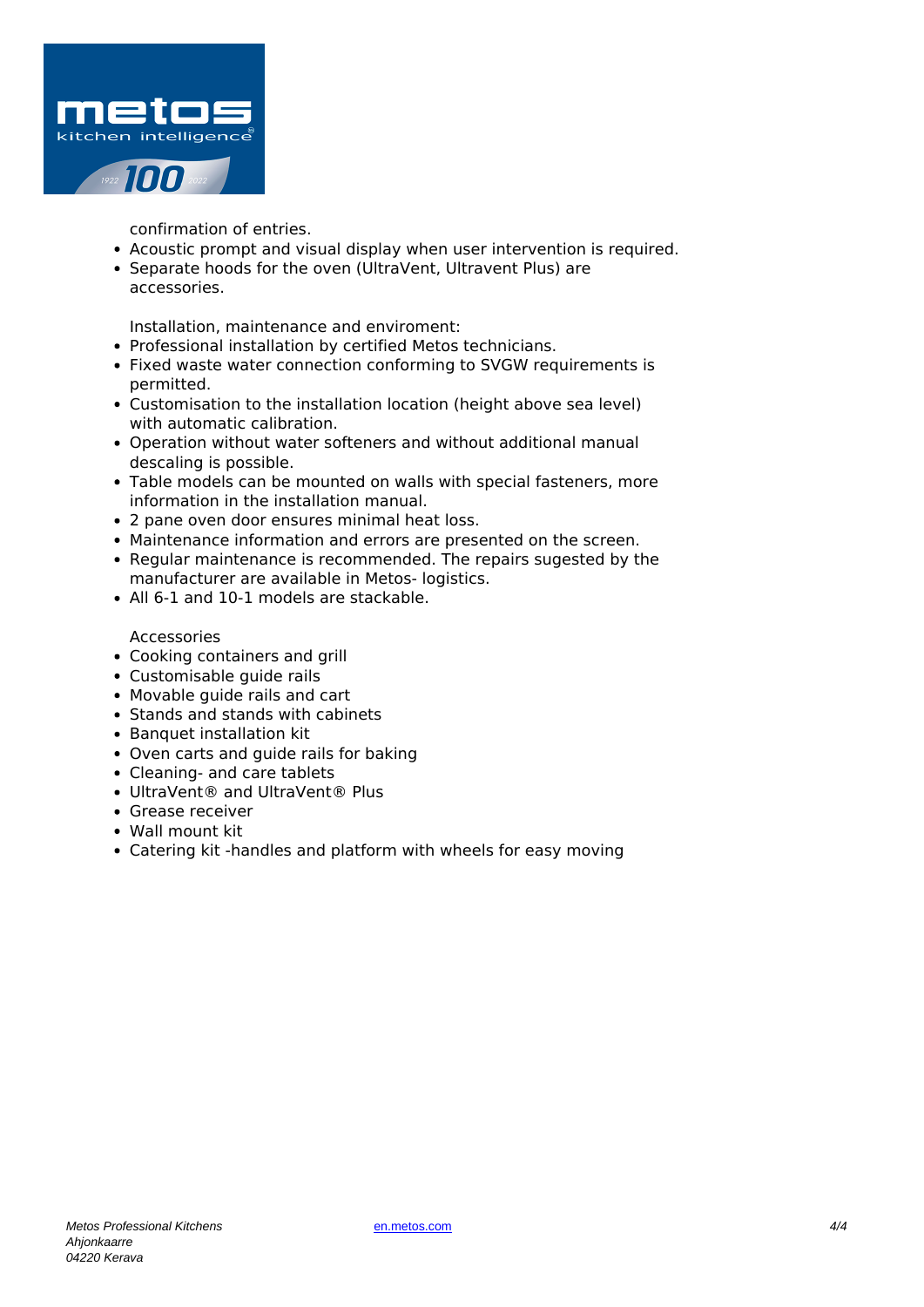confirmation of entries.
- Acoustic prompt and visual display when user intervention is required.
- Separate hoods for the oven (UltraVent, Ultravent Plus) are accessories.

Installation, maintenance and enviroment:
- Professional installation by certified Metos technicians.
- Fixed waste water connection conforming to SVGW requirements is permitted.
- Customisation to the installation location (height above sea level) with automatic calibration.
- Operation without water softeners and without additional manual descaling is possible.
- Table models can be mounted on walls with special fasteners, more information in the installation manual.
- 2 pane oven door ensures minimal heat loss.
- Maintenance information and errors are presented on the screen.
- Regular maintenance is recommended. The repairs sugested by the manufacturer are available in Metos- logistics.
- All 6-1 and 10-1 models are stackable.

Accessories
- Cooking containers and grill
- Customisable guide rails
- Movable guide rails and cart
- Stands and stands with cabinets
- Banquet installation kit
- Oven carts and guide rails for baking
- Cleaning- and care tablets
- UltraVent® and UltraVent® Plus
- Grease receiver
- Wall mount kit
- Catering kit -handles and platform with wheels for easy moving